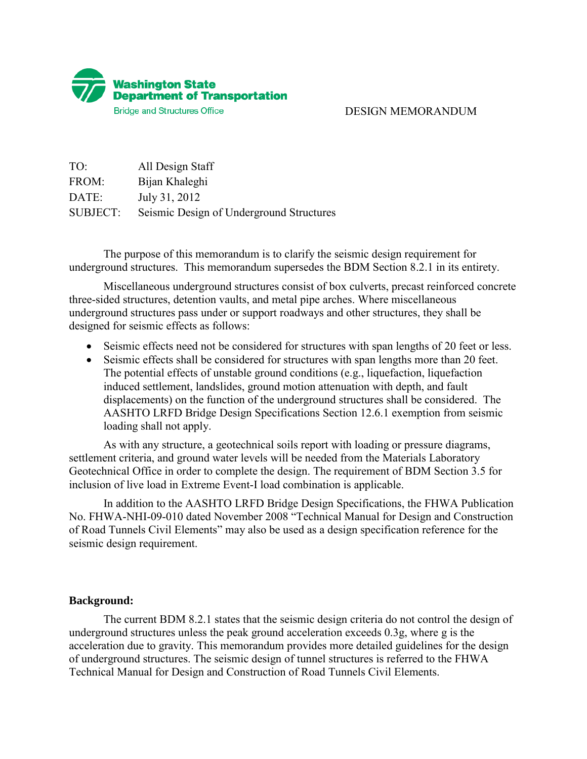**Washington State Department of Transportation**
Bridge and Structures Office

DESIGN MEMORANDUM

TO: All Design Staff
FROM: Bijan Khaleghi
DATE: July 31, 2012
SUBJECT: Seismic Design of Underground Structures

The purpose of this memorandum is to clarify the seismic design requirement for underground structures. This memorandum supersedes the BDM Section 8.2.1 in its entirety.

Miscellaneous underground structures consist of box culverts, precast reinforced concrete three-sided structures, detention vaults, and metal pipe arches. Where miscellaneous underground structures pass under or support roadways and other structures, they shall be designed for seismic effects as follows:

- Seismic effects need not be considered for structures with span lengths of 20 feet or less.
- Seismic effects shall be considered for structures with span lengths more than 20 feet. The potential effects of unstable ground conditions (e.g., liquefaction, liquefaction induced settlement, landslides, ground motion attenuation with depth, and fault displacements) on the function of the underground structures shall be considered. The AASHTO LRFD Bridge Design Specifications Section 12.6.1 exemption from seismic loading shall not apply.

As with any structure, a geotechnical soils report with loading or pressure diagrams, settlement criteria, and ground water levels will be needed from the Materials Laboratory Geotechnical Office in order to complete the design. The requirement of BDM Section 3.5 for inclusion of live load in Extreme Event-I load combination is applicable.

In addition to the AASHTO LRFD Bridge Design Specifications, the FHWA Publication No. FHWA-NHI-09-010 dated November 2008 "Technical Manual for Design and Construction of Road Tunnels Civil Elements" may also be used as a design specification reference for the seismic design requirement.

**Background:**

The current BDM 8.2.1 states that the seismic design criteria do not control the design of underground structures unless the peak ground acceleration exceeds 0.3g, where g is the acceleration due to gravity. This memorandum provides more detailed guidelines for the design of underground structures. The seismic design of tunnel structures is referred to the FHWA Technical Manual for Design and Construction of Road Tunnels Civil Elements.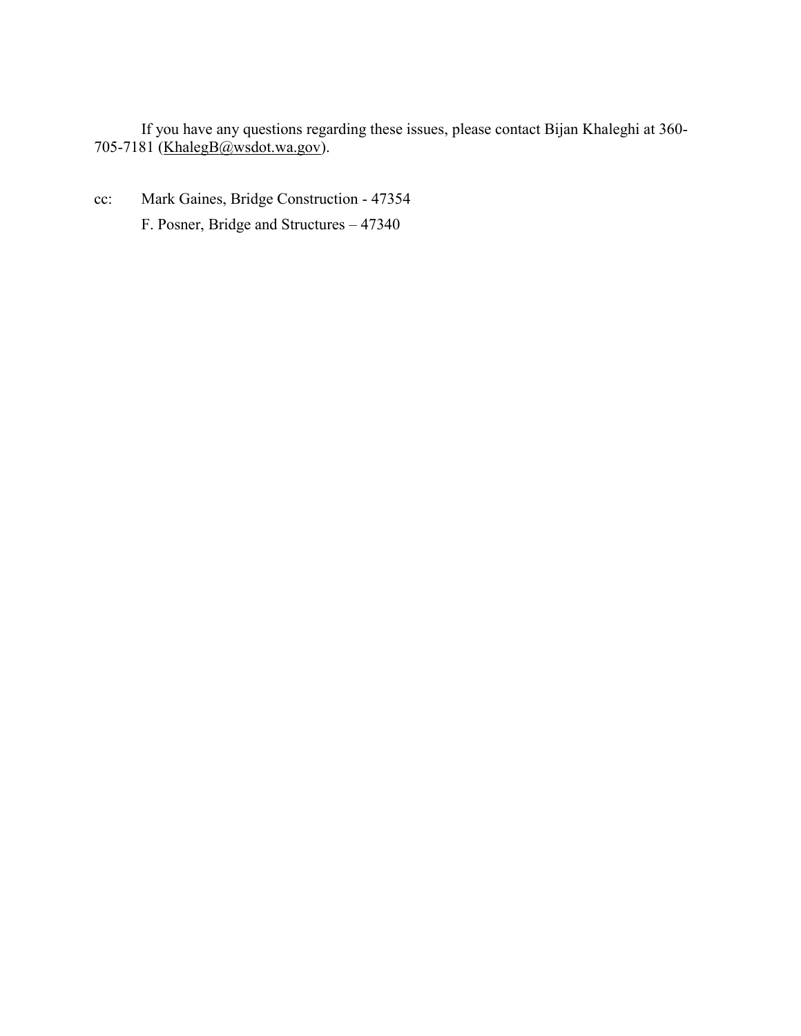If you have any questions regarding these issues, please contact Bijan Khaleghi at 360-705-7181 (KhalegB@wsdot.wa.gov).

cc: Mark Gaines, Bridge Construction - 47354

F. Posner, Bridge and Structures – 47340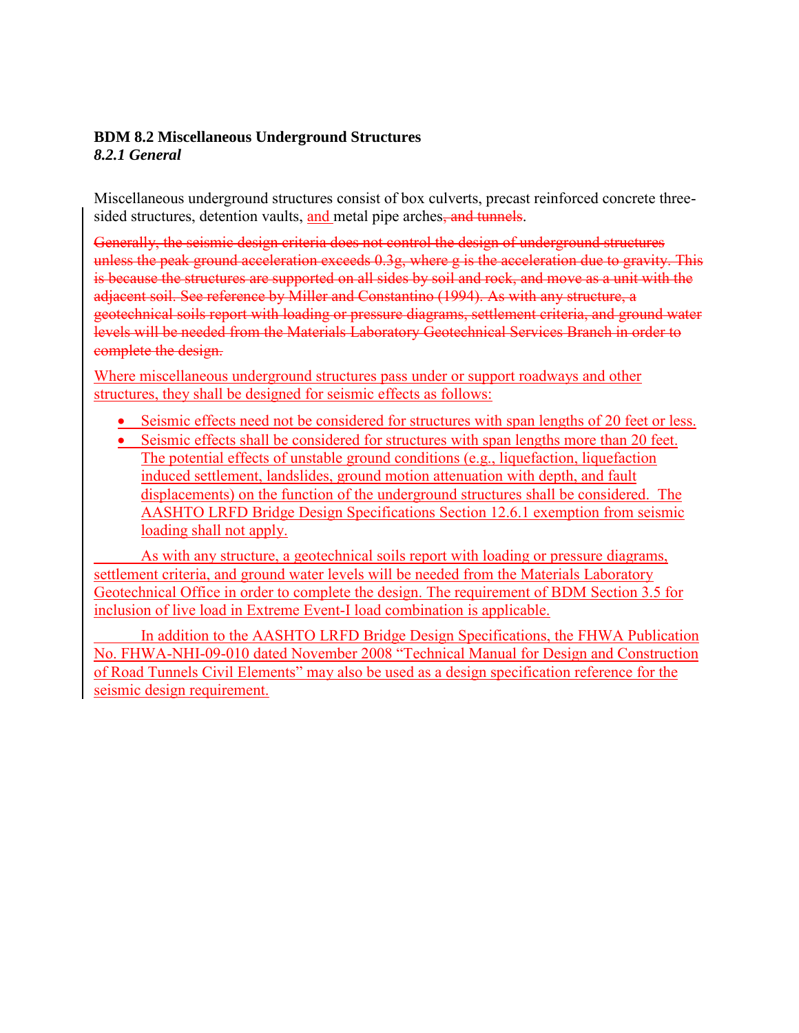**BDM 8.2 Miscellaneous Underground Structures**
***8.2.1 General***

Miscellaneous underground structures consist of box culverts, precast reinforced concrete three-sided structures, detention vaults, <u>and</u> metal pipe arches~~, and tunnels~~.

~~Generally, the seismic design criteria does not control the design of underground structures unless the peak ground acceleration exceeds 0.3g, where g is the acceleration due to gravity. This is because the structures are supported on all sides by soil and rock, and move as a unit with the adjacent soil. See reference by Miller and Constantino (1994). As with any structure, a geotechnical soils report with loading or pressure diagrams, settlement criteria, and ground water levels will be needed from the Materials Laboratory Geotechnical Services Branch in order to complete the design.~~

<u>Where miscellaneous underground structures pass under or support roadways and other structures, they shall be designed for seismic effects as follows:</u>

- <u>Seismic effects need not be considered for structures with span lengths of 20 feet or less.</u>
- <u>Seismic effects shall be considered for structures with span lengths more than 20 feet. The potential effects of unstable ground conditions (e.g., liquefaction, liquefaction induced settlement, landslides, ground motion attenuation with depth, and fault displacements) on the function of the underground structures shall be considered. The AASHTO LRFD Bridge Design Specifications Section 12.6.1 exemption from seismic loading shall not apply.</u>

<u>As with any structure, a geotechnical soils report with loading or pressure diagrams, settlement criteria, and ground water levels will be needed from the Materials Laboratory Geotechnical Office in order to complete the design. The requirement of BDM Section 3.5 for inclusion of live load in Extreme Event-I load combination is applicable.</u>

<u>In addition to the AASHTO LRFD Bridge Design Specifications, the FHWA Publication No. FHWA-NHI-09-010 dated November 2008 “Technical Manual for Design and Construction of Road Tunnels Civil Elements” may also be used as a design specification reference for the seismic design requirement.</u>